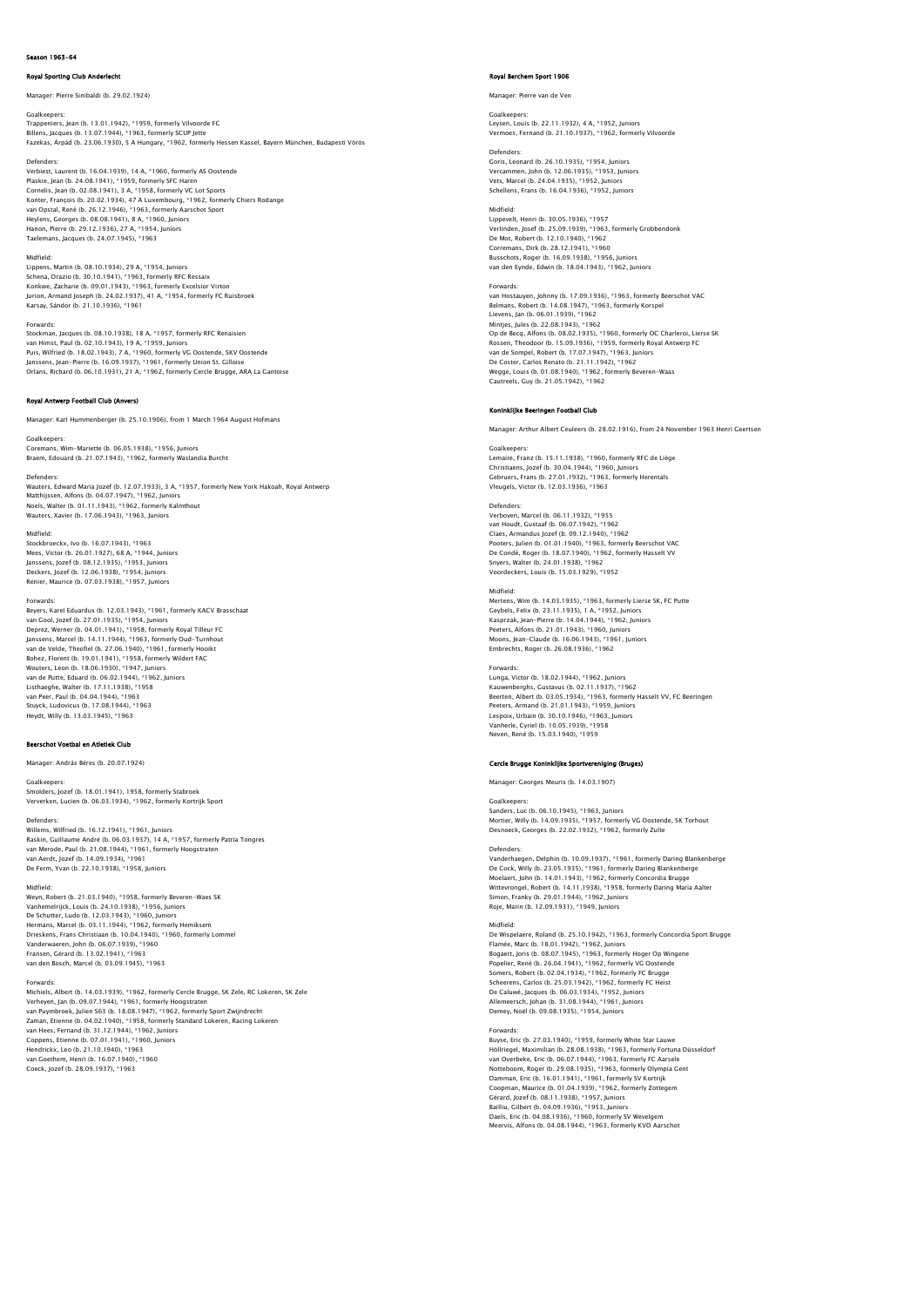# Season 1963-64

## Royal Sporting Club Anderlecht

Manager: Pierre Sinibaldi (b. 29.02.1924)

Goalkeepers:
Trappeniers, Jean (b. 13.01.1942), *1959, formerly Vilvoorde FC
Billens, Jacques (b. 13.07.1944), *1963, formerly SCUP Jette
Fazekas, Árpád (b. 23.06.1930), 5 A Hungary, *1962, formerly Hessen Kassel, Bayern München, Budapesti Vörös

Defenders:
Verbiest, Laurent (b. 16.04.1939), 14 A, *1960, formerly AS Oostende
Plaskie, Jean (b. 24.08.1941), *1959, formerly SFC Haren
Cornelis, Jean (b. 02.08.1941), 3 A, *1958, formerly VC Lot Sports
Konter, François (b. 20.02.1934), 47 A Luxembourg, *1962, formerly Chiers Rodange
van Opstal, René (b. 26.12.1946), *1963, formerly Aarschot Sport
Heylens, Georges (b. 08.08.1941), 8 A, *1960, Juniors
Hanon, Pierre (b. 29.12.1936), 27 A, *1954, Juniors
Taelemans, Jacques (b. 24.07.1945), *1963

Midfield:
Lippens, Martin (b. 08.10.1934), 29 A, *1954, Juniors
Schena, Orazio (b. 30.10.1941), *1963, formerly RFC Ressaix
Konkwe, Zacharie (b. 09.01.1943), *1963, formerly Excelsior Virton
Jurion, Armand Joseph (b. 24.02.1937), 41 A, *1954, formerly FC Ruisbroek
Karsay, Sándor (b. 21.10.1936), *1961

Forwards:
Stockman, Jacques (b. 08.10.1938), 18 A, *1957, formerly RFC Renaisien
van Himst, Paul (b. 02.10.1943), 19 A, *1959, Juniors
Puis, Wilfried (b. 18.02.1943), 7 A, *1960, formerly VG Oostende, SKV Oostende
Janssens, Jean-Pierre (b. 16.09.1937), *1961, formerly Union St. Gilloise
Orlans, Richard (b. 06.10.1931), 21 A, *1962, formerly Cercle Brugge, ARA La Gantoise

## Royal Antwerp Football Club (Anvers)

Manager: Karl Hummenberger (b. 25.10.1906), from 1 March 1964 August Hofmans

Goalkeepers:
Coremans, Wim-Mariette (b. 06.05.1938), *1956, Juniors
Braem, Edouard (b. 21.07.1943), *1962, formerly Waslandia Burcht

Defenders:
Wauters, Edward Maria Jozef (b. 12.07.1933), 3 A, *1957, formerly New York Hakoah, Royal Antwerp
Matthijssen, Alfons (b. 04.07.1947), *1962, Juniors
Noels, Walter (b. 01.11.1943), *1962, formerly Kalmthout
Wauters, Xavier (b. 17.06.1943), *1963, Juniors

Midfield:
Stockbroeckx, Ivo (b. 16.07.1943), *1963
Mees, Victor (b. 26.01.1927), 68 A, *1944, Juniors
Janssens, Jozef (b. 08.12.1935), *1953, Juniors
Deckers, Jozef (b. 12.06.1938), *1954, Juniors
Renier, Maurice (b. 07.03.1938), *1957, Juniors

Forwards:
Beyers, Karel Eduardus (b. 12.03.1943), *1961, formerly KACV Brasschaat
van Gool, Jozef (b. 27.01.1935), *1954, Juniors
Deprez, Werner (b. 04.01.1941), *1958, formerly Royal Tilleur FC
Janssens, Marcel (b. 14.11.1944), *1963, formerly Oud-Turnhout
van de Velde, Theofiel (b. 27.06.1940), *1961, formerly Hooikt
Bohez, Florent (b. 19.01.1941), *1958, formerly Wildert FAC
Wouters, Leon (b. 18.06.1930), *1947, Juniors
van de Putte, Eduard (b. 06.02.1944), *1962, Juniors
Listhaeghe, Walter (b. 17.11.1938), *1958
van Peer, Paul (b. 04.04.1944), *1963
Stuyck, Ludovicus (b. 17.08.1944), *1963
Heydt, Willy (b. 13.03.1945), *1963

## Beerschot Voetbal en Atletiek Club

Manager: András Béres (b. 20.07.1924)

Goalkeepers:
Smolders, Jozef (b. 18.01.1941), 1958, formerly Stabroek
Ververken, Lucien (b. 06.03.1934), *1962, formerly Kortrijk Sport

Defenders:
Willems, Wilfried (b. 16.12.1941), *1961, Juniors
Raskin, Guillaume André (b. 06.03.1937), 14 A, *1957, formerly Patria Tongres
van Merode, Paul (b. 21.08.1944), *1961, formerly Hoogstraten
van Aerdt, Jozef (b. 14.09.1934), *1961
De Ferm, Yvan (b. 22.10.1938), *1958, Juniors

Midfield:
Weyn, Robert (b. 21.03.1940), *1958, formerly Beveren-Waes SK
Vanhemelrijck, Louis (b. 24.10.1938), *1956, Juniors
De Schutter, Ludo (b. 12.03.1943), *1960, Juniors
Hermans, Marcel (b. 03.11.1944), *1962, formerly Hemiksem
Drieskens, Frans Christiaan (b. 10.04.1940), *1960, formerly Lommel
Vanderwaeren, John (b. 06.07.1939), *1960
Fransen, Gérard (b. 13.02.1941), *1963
van den Bosch, Marcel (b. 03.09.1945), *1963

Forwards:
Michiels, Albert (b. 14.03.1939), *1962, formerly Cercle Brugge, SK Zele, RC Lokeren, SK Zele
Verheyen, Jan (b. 09.07.1944), *1961, formerly Hoogstraten
van Puymbroek, Julien S63 (b. 18.08.1947), *1962, formerly Sport Zwijndrecht
Zaman, Etienne (b. 04.02.1940), *1958, formerly Standard Lokeren, Racing Lokeren
van Hees, Fernand (b. 31.12.1944), *1962, Juniors
Coppens, Etienne (b. 07.01.1941), *1960, Juniors
Hendrickx, Leo (b. 21.10.1940), *1963
van Goethem, Henri (b. 16.07.1940), *1960
Coeck, Jozef (b. 28.09.1937), *1963

## Royal Berchem Sport 1906

Manager: Pierre van de Ven

Goalkeepers:
Leysen, Louis (b. 22.11.1932), 4 A, *1952, Juniors
Vermoes, Fernand (b. 21.10.1937), *1962, formerly Vilvoorde

Defenders:
Goris, Leonard (b. 26.10.1935), *1954, Juniors
Vercammen, John (b. 12.06.1935), *1953, Juniors
Vets, Marcel (b. 24.04.1935), *1952, Juniors
Schellens, Frans (b. 16.04.1936), *1952, Juniors

Midfield:
Lippevelt, Henri (b. 30.05.1936), *1957
Verlinden, Josef (b. 25.09.1939), *1963, formerly Grobbendonk
De Mot, Robert (b. 12.10.1940), *1962
Corremans, Dirk (b. 28.12.1941), *1960
Busschots, Roger (b. 16.09.1938), *1956, Juniors
van den Eynde, Edwin (b. 18.04.1943), *1962, Juniors

Forwards:
van Hostauyen, Johnny (b. 17.09.1936), *1963, formerly Beerschot VAC
Belmans, Robert (b. 14.08.1947), *1963, formerly Korspel
Lievens, Jan (b. 06.01.1939), *1962
Mintjes, Jules (b. 22.08.1943), *1962
Op de Becq, Alfons (b. 08.02.1935), *1960, formerly OC Charleroi, Lierse SK
Rossen, Theodoor (b. 15.09.1936), *1959, formerly Royal Antwerp FC
van de Sompel, Robert (b. 17.07.1947), *1963, Juniors
De Coster, Carlos Renato (b. 21.11.1942), *1962
Wegge, Louis (b. 01.08.1940), *1962, formerly Beveren-Waas
Cautreels, Guy (b. 21.05.1942), *1962

## Koninklijke Beeringen Football Club

Manager: Arthur Albert Ceuleers (b. 28.02.1916), from 24 November 1963 Henri Geertsen

Goalkeepers:
Lemaire, Franz (b. 15.11.1938), *1960, formerly RFC de Liège
Christiaens, Jozef (b. 30.04.1944), *1960, Juniors
Gebruers, Frans (b. 27.01.1932), *1963, formerly Herentals
Vleugels, Victor (b. 12.03.1936), *1963

Defenders:
Verboven, Marcel (b. 06.11.1932), *1955
van Houdt, Gustaaf (b. 06.07.1942), *1962
Claes, Armandus Jozef (b. 09.12.1940), *1962
Pooters, Julien (b. 01.01.1940), *1963, formerly Beerschot VAC
De Condé, Roger (b. 18.07.1940), *1962, formerly Hasselt VV
Snyers, Walter (b. 24.01.1938), *1962
Voordeckers, Louis (b. 15.03.1929), *1952

Midfield:
Mertens, Wim (b. 14.03.1935), *1963, formerly Lierse SK, FC Putte
Geybels, Felix (b. 23.11.1935), 1 A, *1952, Juniors
Kasprzak, Jean-Pierre (b. 14.04.1944), *1962, Juniors
Peeters, Alfons (b. 21.01.1943), *1960, Juniors
Moons, Jean-Claude (b. 16.06.1943), *1961, Juniors
Embrechts, Roger (b. 26.08.1936), *1962

Forwards:
Lunga, Victor (b. 18.02.1944), *1962, Juniors
Kauwenberghs, Gustavus (b. 02.11.1937), *1962
Beerten, Albert (b. 03.05.1934), *1963, formerly Hasselt VV, FC Beeringen
Peeters, Armand (b. 21.01.1943), *1959, Juniors
Lespoix, Urbain (b. 30.10.1946), *1963, Juniors
Vanherle, Cyriel (b. 10.05.1939), *1958
Neven, René (b. 15.03.1940), *1959

## Cercle Brugge Koninklijke Sportvereniging (Bruges)

Manager: Georges Meuris (b. 14.03.1907)

Goalkeepers:
Sanders, Luc (b. 06.10.1945), *1963, Juniors
Mortier, Willy (b. 14.09.1935), *1957, formerly VG Oostende, SK Torhout
Desnoeck, Georges (b. 22.02.1932), *1962, formerly Zulte

Defenders:
Vanderhaegen, Delphin (b. 10.09.1937), *1961, formerly Daring Blankenberge
De Cock, Willy (b. 23.05.1935), *1961, formerly Daring Blankenberge
Moelaert, John (b. 14.01.1943), *1962, formerly Concordia Brugge
Wittevrongel, Robert (b. 14.11.1938), *1958, formerly Daring Maria Aalter
Simon, Franky (b. 29.01.1944), *1962, Juniors
Roje, Marin (b. 12.09.1931), *1949, Juniors

Midfield:
De Wispelaere, Roland (b. 25.10.1942), *1963, formerly Concordia Sport Brugge
Flamée, Marc (b. 18.01.1942), *1962, Juniors
Bogaert, Joris (b. 08.07.1945), *1963, formerly Hoger Op Wingene
Popelier, René (b. 26.04.1941), *1962, formerly VG Oostende
Somers, Robert (b. 02.04.1934), *1962, formerly FC Brugge
Scheerens, Carlos (b. 25.03.1942), *1962, formerly FC Heist
De Caluwé, Jacques (b. 06.03.1934), *1952, Juniors
Allemeersch, Johan (b. 31.08.1944), *1961, Juniors
Demey, Noël (b. 09.08.1935), *1954, Juniors

Forwards:
Buyse, Eric (b. 27.03.1940), *1959, formerly White Star Lauwe
Höllriegel, Maximilian (b. 28.08.1938), *1963, formerly Fortuna Düsseldorf
van Overbeke, Eric (b. 06.07.1944), *1963, formerly FC Aarsele
Notteboom, Roger (b. 29.08.1935), *1963, formerly Olympia Gent
Damman, Eric (b. 16.01.1941), *1961, formerly SV Kortrijk
Coopman, Maurice (b. 01.04.1939), *1962, formerly Zottegem
Gérard, Jozef (b. 08.11.1938), *1957, Juniors
Bailliu, Gilbert (b. 04.09.1936), *1953, Juniors
Daels, Eric (b. 04.08.1936), *1960, formerly SV Wevelgem
Meervis, Alfons (b. 04.08.1944), *1963, formerly KVO Aarschot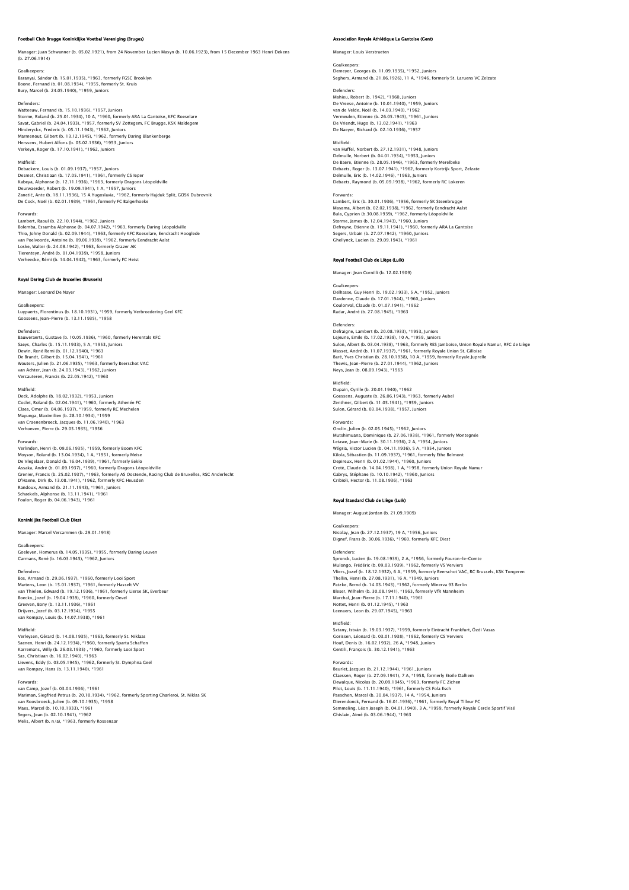## Football Club Brugge Koninklijke Voetbal Vereniging (Bruges)

Manager: Juan Schwanner (b. 05.02.1921), from 24 November Lucien Masyn (b. 10.06.1923), from 15 December 1963 Henri Dekens (b. 27.06.1914)

Goalkeepers:
Baranyai, Sándor (b. 15.01.1935), *1963, formerly FGSC Brooklyn
Boone, Fernand (b. 01.08.1934), *1955, formerly St. Kruis
Bury, Marcel (b. 24.05.1940), *1959, Juniors

Defenders:
Watteeuw, Fernand (b. 15.10.1936), *1957, Juniors
Storme, Roland (b. 25.01.1934), 10 A, *1960, formerly ARA La Gantoise, KFC Roeselare
Savat, Gabriel (b. 24.04.1933), *1957, formerly SV Zottegem, FC Brugge, KSK Maldegem
Hinderyckx, Frederic (b. 05.11.1943), *1962, Juniors
Marmenout, Gilbert (b. 13.12.1945), *1962, formerly Daring Blankenberge
Herssens, Hubert Alfons (b. 05.02.1936), *1953, Juniors
Verkeyn, Roger (b. 17.10.1941), *1962, Juniors

Midfield:
Debackere, Louis (b. 01.09.1937), *1957, Juniors
Desmet, Christiaan (b. 17.05.1941), *1961, formerly CS Ieper
Kabeya, Alphonse (b. 12.11.1936), *1963, formerly Dragons Léopoldville
Deurwaerder, Robert (b. 19.09.1941), 1 A, *1957, Juniors
Zanetić, Ante (b. 18.11.1936), 15 A Yugoslavia, *1962, formerly Hajduk Split, GOSK Dubrovnik
De Cock, Noël (b. 02.01.1939), *1961, formerly FC Balgerhoeke

Forwards:
Lambert, Raoul (b. 22.10.1944), *1962, Juniors
Bolemba, Essamba Alphonse (b. 04.07.1942), *1963, formerly Daring Léopoldville
Thio, Johny Donald (b. 02.09.1944), *1963, formerly KFC Roeselare, Eendracht Hooglede
van Poelvoorde, Antoine (b. 09.06.1939), *1962, formerly Eendracht Aalst
Loske, Walter (b. 24.08.1942), *1963, formerly Grazer AK
Tierenteyn, André (b. 01.04.1939), *1958, Juniors
Verheecke, Rémi (b. 14.04.1942), *1963, formerly FC Heist

## Royal Daring Club de Bruxelles (Brussels)

Manager: Leonard De Nayer

Goalkeepers:
Luypaerts, Florentinus (b. 18.10.1931), *1959, formerly Verbroedering Geel KFC
Goossens, Jean-Pierre (b. 13.11.1935), *1958

Defenders:
Bauweraerts, Gustave (b. 10.05.1936), *1960, formerly Herentals KFC
Saeys, Charles (b. 15.11.1933), 5 A, *1953, Juniors
Dewin, René Remi (b. 01.12.1940), *1963
De Brandt, Gilbert (b. 15.04.1941), *1961
Wouters, Julien (b. 21.06.1935), *1963, formerly Beerschot VAC
van Achter, Jean (b. 24.03.1943), *1962, Juniors
Vercauteren, Francis (b. 22.05.1942), *1963

Midfield:
Deck, Adolphe (b. 18.02.1932), *1953, Juniors
Coclet, Roland (b. 02.04.1941), *1960, formerly Athenée FC
Claes, Omer (b. 04.06.1937), *1959, formerly RC Mechelen
Mayunga, Maximilien (b. 28.10.1934), *1959
van Craenenbroeck, Jacques (b. 11.06.1940), *1963
Verhoeven, Pierre (b. 29.05.1935), *1956

Forwards:
Verlinden, Henri (b. 09.06.1935), *1959, formerly Boom KFC
Moyson, Roland (b. 13.04.1934), 1 A, *1951, formerly Meise
De Vlegelaer, Donald (b. 16.04.1939), *1961, formerly Eeklo
Assaka, André (b. 01.09.1937), *1960, formerly Dragons Léopoldville
Grenier, Francis (b. 25.02.1937), *1963, formerly AS Oostende, Racing Club de Bruxelles, RSC Anderlecht
D'Haene, Dirk (b. 13.08.1941), *1962, formerly KFC Heusden
Randoux, Armand (b. 21.11.1943), *1961, Juniors
Schaekels, Alphonse (b. 13.11.1941), *1961
Foulon, Roger (b. 04.06.1943), *1961

## Koninklijke Football Club Diest

Manager: Marcel Vercammen (b. 29.01.1918)

Goalkeepers:
Goeleven, Homerus (b. 14.05.1935), *1955, formerly Daring Leuven
Carmans, René (b. 16.03.1945), *1962, Juniors

Defenders:
Bos, Armand (b. 29.06.1937), *1960, formerly Looi Sport
Martens, Leon (b. 15.01.1937), *1961, formerly Hasselt VV
van Thielen, Edward (b. 19.12.1936), *1961, formerly Lierse SK, Everbeur
Boeckx, Jozef (b. 19.04.1939), *1960, formerly Oevel
Greeven, Bony (b. 13.11.1936), *1961
Drijvers, Jozef (b. 03.12.1934), *1955
van Rompay, Louis (b. 14.07.1938), *1961

Midfield:
Verleysen, Gérard (b. 14.08.1935), *1963, formerly St. Niklaas
Saenen, Henri (b. 24.12.1934), *1960, formerly Sparta Schaffen
Karremans, Willy (b. 26.03.1935) , *1960, formerly Looi Sport
Sas, Christiaan (b. 16.02.1940), *1963
Lievens, Eddy (b. 03.05.1945), *1962, formerly St. Dymphna Geel
van Rompay, Hans (b. 13.11.1940), *1961

Forwards:
van Camp, Jozef (b. 03.04.1936), *1961
Mariman, Siegfried Petrus (b. 20.10.1934), *1962, formerly Sporting Charleroi, St. Niklas SK
van Roosbroeck, Julien (b. 09.10.1935), *1958
Maes, Marcel (b. 10.10.1933), *1961
Segers, Jean (b. 02.10.1941), *1962
Melis, Albert (b. n/a), *1963, formerly Rossenaar

## Association Royale Athlétique La Gantoise (Gent)

Manager: Louis Verstraeten

Goalkeepers:
Demeyer, Georges (b. 11.09.1935), *1952, Juniors
Seghers, Armand (b. 21.06.1926), 11 A, *1946, formerly St. Laruens VC Zelzate

Defenders:
Mahieu, Robert (b. 1942), *1960, Juniors
De Vreese, Antoine (b. 10.01.1940), *1959, Juniors
van de Velde, Noël (b. 14.03.1940), *1962
Vermeulen, Etienne (b. 26.05.1945), *1961, Juniors
De Vriendt, Hugo (b. 13.02.1941), *1963
De Naeyer, Richard (b. 02.10.1936), *1957

Midfield:
van Huffel, Norbert (b. 27.12.1931), *1948, Juniors
Delmulle, Norbert (b. 04.01.1934), *1953, Juniors
De Baere, Etienne (b. 28.05.1946), *1963, formerly Merelbeke
Debaets, Roger (b. 13.07.1941), *1962, formerly Kortrijk Sport, Zelzate
Delmulle, Eric (b. 14.02.1946), *1963, Juniors
Debaets, Raymond (b. 05.09.1938), *1962, formerly RC Lokeren

Forwards:
Lambert, Eric (b. 30.01.1936), *1956, formerly SK Steenbrugge
Mayama, Albert (b. 02.02.1938), *1962, formerly Eendracht Aalst
Bula, Cyprien (b.30.08.1939), *1962, formerly Léopoldville
Storme, James (b. 12.04.1943), *1960, Juniors
Defreyne, Etienne (b. 19.11.1941), *1960, formerly ARA La Gantoise
Segers, Urbain (b. 27.07.1942), *1960, Juniors
Ghellynck, Lucien (b. 29.09.1943), *1961

## Royal Football Club de Liège (Luik)

Manager: Jean Cornilli (b. 12.02.1909)

Goalkeepers:
Delhasse, Guy Henri (b. 19.02.1933), 5 A, *1952, Juniors
Dardenne, Claude (b. 17.01.1944), *1960, Juniors
Coulonval, Claude (b. 01.07.1941), *1962
Radar, André (b. 27.08.1945), *1963

Defenders:
Defraigne, Lambert (b. 20.08.1933), *1953, Juniors
Lejeune, Emile (b. 17.02.1938), 10 A, *1959, Juniors
Sulon, Albert (b. 03.04.1938), *1963, formerly RES Jamboise, Union Royale Namur, RFC de Liège
Masset, André (b. 11.07.1937), *1961, formerly Royale Union St. Gilloise
Baré, Yves Christian (b. 28.10.1938), 10 A, *1959, formerly Royale Juprelle
Thewis, Jean-Pierre (b. 27.01.1944), *1962, Juniors
Neys, Jean (b. 08.09.1943), *1963

Midfield:
Dupain, Cyrille (b. 20.01.1940), *1962
Goessens, Auguste (b. 26.06.1943), *1963, formerly Aubel
Zenthner, Gilbert (b. 11.05.1941), *1959, Juniors
Sulon, Gérard (b. 03.04.1938), *1957, Juniors

Forwards:
Onclin, Julien (b. 02.05.1945), *1962, Juniors
Mutshimuana, Dominique (b. 27.06.1938), *1961, formerly Montegnée
Letawe, Jean-Marie (b. 30.11.1936), 2 A, *1954, Juniors
Wégria, Victor Lucien (b. 04.11.1936), 5 A, *1954, Juniors
Kilola, Sébastien (b. 11.09.1937), *1961, formerly Ethe Belmont
Depireux, Henri (b. 01.02.1944), *1960, Juniors
Croté, Claude (b. 14.04.1938), 1 A, *1958, formerly Union Royale Namur
Gabrys, Stéphane (b. 10.10.1942), *1960, Juniors
Cribioli, Hector (b. 11.08.1936), *1963

## Royal Standard Club de Liège (Luik)

Manager: August Jordan (b. 21.09.1909)

Goalkeepers:
Nicolay, Jean (b. 27.12.1937), 19 A, *1956, Juniors
Dignef, Frans (b. 30.06.1936), *1960, formerly KFC Diest

Defenders:
Spronck, Lucien (b. 19.08.1939), 2 A, *1956, formerly Fouron-le-Comte
Mulongo, Frédéric (b. 09.03.1939), *1962, formerly VS Verviers
Vliers, Jozef (b. 18.12.1932), 6 A, *1959, formerly Beerschot VAC, RC Brussels, KSK Tongeren
Thellin, Henri (b. 27.08.1931), 16 A, *1949, Juniors
Patzke, Bernd (b. 14.03.1943), *1962, formerly Minerva 93 Berlin
Bleser, Wilhelm (b. 30.08.1941), *1963, formerly VfR Mannheim
Marchal, Jean-Pierre (b. 17.11.1940), *1961
Nottet, Henri (b. 01.12.1945), *1963
Leenaers, Leon (b. 29.07.1945), *1963

Midfield:
Sztany, István (b. 19.03.1937), *1959, formerly Eintracht Frankfurt, Ózdi Vasas
Gorissen, Léonard (b. 03.01.1938), *1962, formerly CS Verviers
Houf, Denis (b. 16.02.1932), 26 A, *1948, Juniors
Gentili, François (b. 30.12.1941), *1963

Forwards:
Beurlet, Jacques (b. 21.12.1944), *1961, Juniors
Claessen, Roger (b. 27.09.1941), 7 A, *1958, formerly Etoile Dalhem
Dewalque, Nicolas (b. 20.09.1945), *1963, formerly FC Zichen
Pilot, Louis (b. 11.11.1940), *1961, formerly CS Fola Esch
Paeschen, Marcel (b. 30.04.1937), 14 A, *1954, Juniors
Dierendonck, Fernand (b. 16.01.1936), *1961, formerly Royal Tilleur FC
Semmeling, Léon Joseph (b. 04.01.1940), 3 A, *1959, formerly Royale Cercle Sportif Visé
Ghislain, Aimé (b. 03.06.1944), *1963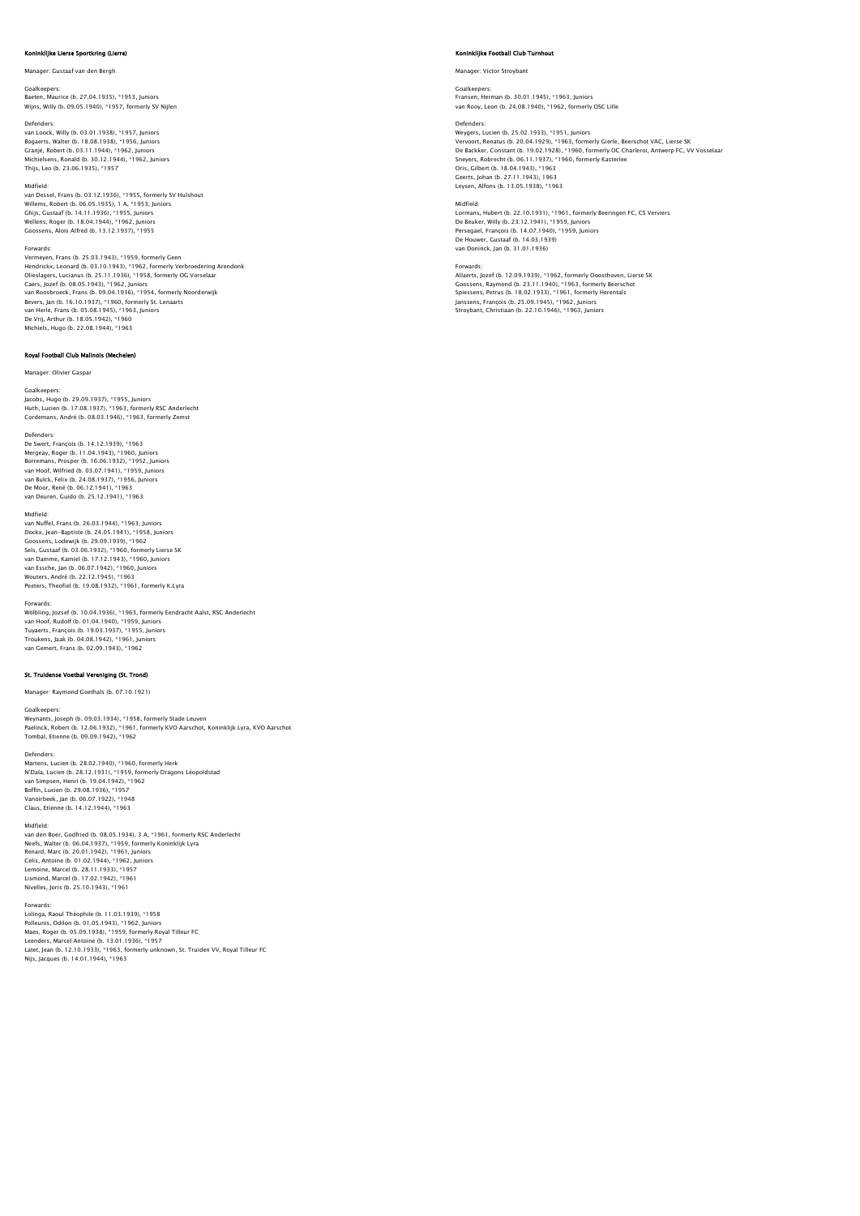#### Koninklijke Lierse Sportkring (Lierre)

Manager: Gustaaf van den Bergh

Goalkeepers:
Baeten, Maurice (b. 27.04.1935), *1953, Juniors
Wijns, Willy (b. 09.05.1940), *1957, formerly SV Nijlen

Defenders:
van Loock, Willy (b. 03.01.1938), *1957, Juniors
Bogaerts, Walter (b. 18.08.1938), *1956, Juniors
Granjé, Robert (b. 03.11.1944), *1962, Juniors
Michielsens, Ronald (b. 30.12.1944), *1962, Juniors
Thijs, Leo (b. 23.06.1935), *1957

Midfield:
van Dessel, Frans (b. 03.12.1936), *1955, formerly SV Hulshout
Willems, Robert (b. 06.05.1935), 1 A, *1953, Juniors
Ghijs, Gustaaf (b. 14.11.1936), *1955, Juniors
Wellens, Roger (b. 18.04.1944), *1962, Juniors
Goossens, Alois Alfred (b. 13.12.1937), *1955

Forwards:
Vermeyen, Frans (b. 25.03.1943), *1959, formerly Geen
Hendrickx, Leonard (b. 03.10.1943), *1962, formerly Verbroedering Arendonk
Olieslagers, Lucianus (b. 25.11.1936), *1958, formerly OG Vorselaar
Caers, Jozef (b. 08.05.1943), *1962, Juniors
van Roosbroeck, Frans (b. 09.04.1936), *1954, formerly Noorderwijk
Bevers, Jan (b. 16.10.1937), *1960, formerly St. Lenaarts
van Herle, Frans (b. 05.08.1945), *1963, Juniors
De Vrij, Arthur (b. 18.05.1942), *1960
Michiels, Hugo (b. 22.08.1944), *1963

#### Royal Football Club Malinois (Mechelen)

Manager: Olivier Gaspar

Goalkeepers:
Jacobs, Hugo (b. 29.09.1937), *1955, Juniors
Huth, Lucien (b. 17.08.1937), *1963, formerly RSC Anderlecht
Cordemans, André (b. 08.03.1946), *1963, formerly Zemst

Defenders:
De Swert, François (b. 14.12.1939), *1963
Mergeay, Roger (b. 11.04.1943), *1960, Juniors
Borremans, Prosper (b. 16.06.1932), *1952, Juniors
van Hoof, Wilfried (b. 03.07.1941), *1959, Juniors
van Bulck, Felix (b. 24.08.1937), *1956, Juniors
De Moor, René (b. 06.12.1941), *1963
van Deuren, Guido (b. 25.12.1941), *1963

Midfield:
van Nuffel, Frans (b. 26.03.1944), *1963, Juniors
Dockx, Jean-Baptiste (b. 24.05.1941), *1958, Juniors
Goossens, Lodewijk (b. 29.09.1939), *1962
Sels, Gustaaf (b. 03.06.1932), *1960, formerly Lierse SK
van Damme, Kamiel (b. 17.12.1943), *1960, Juniors
van Essche, Jan (b. 06.07.1942), *1960, Juniors
Wouters, André (b. 22.12.1945), *1963
Peeters, Theofiel (b. 19.08.1932), *1961, formerly K.Lyra

Forwards:
Wölbling, Jozsef (b. 10.04.1936), *1963, formerly Eendracht Aalst, RSC Anderlecht
van Hoof, Rudolf (b. 01.04.1940), *1959, Juniors
Tuyaerts, François (b. 19.03.1937), *1955, Juniors
Troukens, Jaak (b. 04.08.1942), *1961, Juniors
van Gemert, Frans (b. 02.09.1943), *1962

#### St. Truidense Voetbal Vereniging (St. Trond)

Manager: Raymond Goethals (b. 07.10.1921)

Goalkeepers:
Weynants, Joseph (b. 09.03.1934), *1958, formerly Stade Leuven
Paelinck, Robert (b. 12.06.1932), *1961, formerly KVO Aarschot, Koninklijk Lyra, KVO Aarschot
Tombal, Etienne (b. 09.09.1942), *1962

Defenders:
Martens, Lucien (b. 28.02.1940), *1960, formerly Herk
N'Dala, Lucien (b. 28.12.1931), *1959, formerly Dragons Léopoldstad
van Simpsen, Henri (b. 19.04.1942), *1962
Boffin, Lucien (b. 29.08.1936), *1957
Vanoirbeek, Jan (b. 06.07.1922), *1948
Claus, Etienne (b. 14.12.1944), *1963

Midfield:
van den Boer, Godfried (b. 08.05.1934), 3 A, *1961, formerly RSC Anderlecht
Neefs, Walter (b. 06.04.1937), *1959, formerly Koninklijk Lyra
Renard, Marc (b. 20.01.1942), *1961, Juniors
Celis, Antoine (b. 01.02.1944), *1962, Juniors
Lemoine, Marcel (b. 28.11.1933), *1957
Lismond, Marcel (b. 17.02.1942), *1961
Nivelles, Joris (b. 25.10.1943), *1961

Forwards:
Lolinga, Raoul Théophile (b. 11.03.1939), *1958
Polleunis, Odilon (b. 01.05.1943), *1962, Juniors
Maes, Roger (b. 05.09.1938), *1959, formerly Royal Tilleur FC
Leenders, Marcel Antoine (b. 13.01.1936), *1957
Latet, Jean (b. 12.10.1933), *1963, formerly unknown, St. Truiden VV, Royal Tilleur FC
Nijs, Jacques (b. 14.01.1944), *1963

#### Koninklijke Football Club Turnhout

Manager: Victor Stroybant

Goalkeepers:
Fransen, Herman (b. 30.01.1945), *1963, Juniors
van Rooy, Leon (b. 24.08.1940), *1962, formerly OSC Lille

Defenders:
Weygers, Lucien (b. 25.02.1933), *1951, Juniors
Vervoort, Renatus (b. 20.04.1929), *1963, formerly Gierle, Beerschot VAC, Lierse SK
De Backker, Constant (b. 19.02.1928), *1960, formerly OC Charleroi, Antwerp FC, VV Vosselaar
Sneyers, Robrecht (b. 06.11.1937), *1960, formerly Kasterlee
Oris, Gilbert (b. 18.04.1943), *1963
Geerts, Johan (b. 27.11.1943), 1963
Leysen, Alfons (b. 13.05.1938), *1963

Midfield:
Lormans, Hubert (b. 22.10.1931), *1961, formerly Beeringen FC, CS Verviers
De Beuker, Willy (b. 23.12.1941), *1959, Juniors
Persegael, François (b. 14.07.1940), *1959, Juniors
De Houwer, Gustaaf (b. 14.03.1939)
van Doninck, Jan (b. 31.01.1936)

Forwards:
Allaerts, Jozef (b. 12.09.1939), *1962, formerly Ooosthoven, Lierse SK
Goossens, Raymond (b. 23.11.1940), *1963, formerly Beerschot
Spiessens, Petrus (b. 18.02.1933), *1961, formerly Herentals
Janssens, François (b. 25.09.1945), *1962, Juniors
Stroybant, Christiaan (b. 22.10.1946), *1963, Juniors